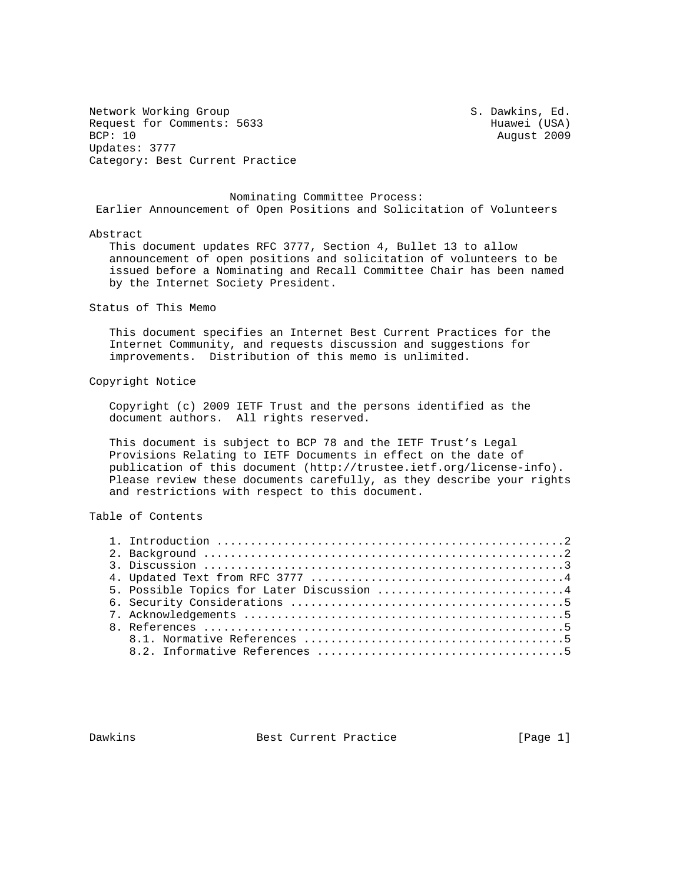Network Working Group S. Dawkins, Ed.
Request for Comments: 5633 Huawei (USA)
BCP: 10 August 2009
Updates: 3777
Category: Best Current Practice

# Nominating Committee Process: Earlier Announcement of Open Positions and Solicitation of Volunteers

## Abstract

This document updates RFC 3777, Section 4, Bullet 13 to allow announcement of open positions and solicitation of volunteers to be issued before a Nominating and Recall Committee Chair has been named by the Internet Society President.

## Status of This Memo

This document specifies an Internet Best Current Practices for the Internet Community, and requests discussion and suggestions for improvements. Distribution of this memo is unlimited.

## Copyright Notice

Copyright (c) 2009 IETF Trust and the persons identified as the document authors. All rights reserved.

This document is subject to BCP 78 and the IETF Trust's Legal Provisions Relating to IETF Documents in effect on the date of publication of this document (http://trustee.ietf.org/license-info). Please review these documents carefully, as they describe your rights and restrictions with respect to this document.

## Table of Contents

1. Introduction ....................................................2
2. Background ......................................................2
3. Discussion ......................................................3
4. Updated Text from RFC 3777 ......................................4
5. Possible Topics for Later Discussion ............................4
6. Security Considerations .........................................5
7. Acknowledgements ................................................5
8. References ......................................................5
   8.1. Normative References .......................................5
   8.2. Informative References .....................................5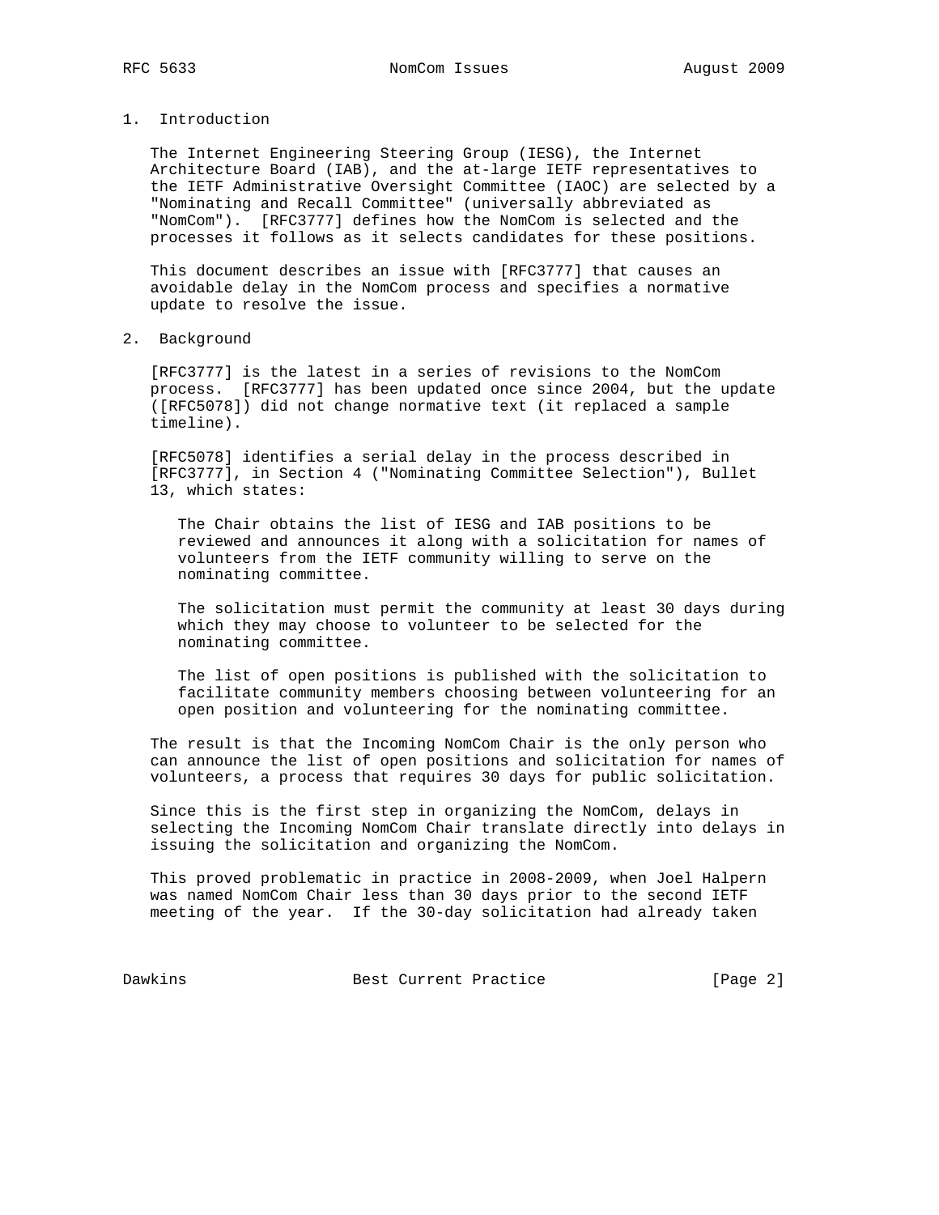## 1. Introduction

The Internet Engineering Steering Group (IESG), the Internet Architecture Board (IAB), and the at-large IETF representatives to the IETF Administrative Oversight Committee (IAOC) are selected by a "Nominating and Recall Committee" (universally abbreviated as "NomCom"). [RFC3777] defines how the NomCom is selected and the processes it follows as it selects candidates for these positions.

This document describes an issue with [RFC3777] that causes an avoidable delay in the NomCom process and specifies a normative update to resolve the issue.

## 2. Background

[RFC3777] is the latest in a series of revisions to the NomCom process. [RFC3777] has been updated once since 2004, but the update ([RFC5078]) did not change normative text (it replaced a sample timeline).

[RFC5078] identifies a serial delay in the process described in [RFC3777], in Section 4 ("Nominating Committee Selection"), Bullet 13, which states:

> The Chair obtains the list of IESG and IAB positions to be reviewed and announces it along with a solicitation for names of volunteers from the IETF community willing to serve on the nominating committee.
>
> The solicitation must permit the community at least 30 days during which they may choose to volunteer to be selected for the nominating committee.
>
> The list of open positions is published with the solicitation to facilitate community members choosing between volunteering for an open position and volunteering for the nominating committee.

The result is that the Incoming NomCom Chair is the only person who can announce the list of open positions and solicitation for names of volunteers, a process that requires 30 days for public solicitation.

Since this is the first step in organizing the NomCom, delays in selecting the Incoming NomCom Chair translate directly into delays in issuing the solicitation and organizing the NomCom.

This proved problematic in practice in 2008-2009, when Joel Halpern was named NomCom Chair less than 30 days prior to the second IETF meeting of the year. If the 30-day solicitation had already taken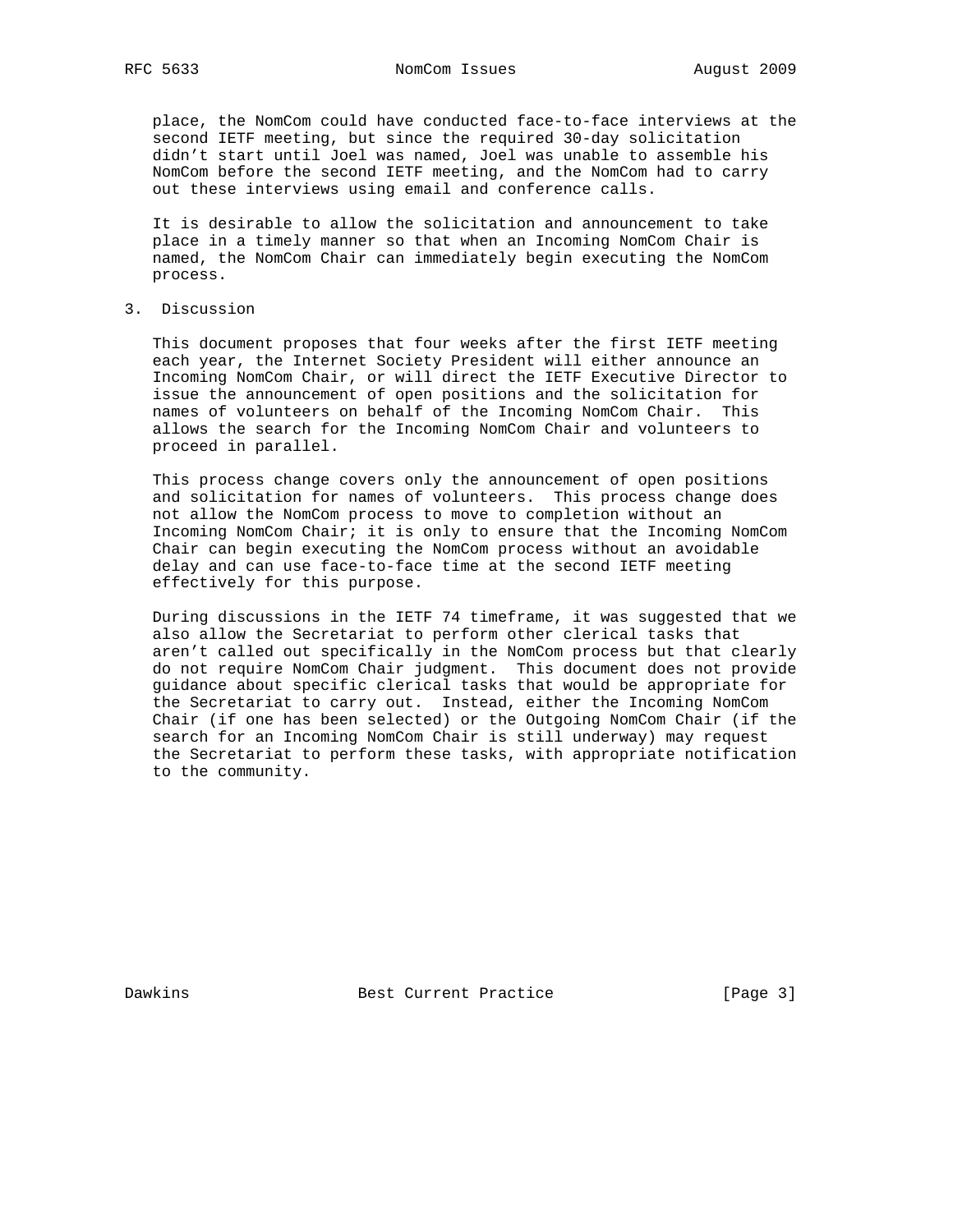place, the NomCom could have conducted face-to-face interviews at the second IETF meeting, but since the required 30-day solicitation didn't start until Joel was named, Joel was unable to assemble his NomCom before the second IETF meeting, and the NomCom had to carry out these interviews using email and conference calls.

It is desirable to allow the solicitation and announcement to take place in a timely manner so that when an Incoming NomCom Chair is named, the NomCom Chair can immediately begin executing the NomCom process.

## 3. Discussion

This document proposes that four weeks after the first IETF meeting each year, the Internet Society President will either announce an Incoming NomCom Chair, or will direct the IETF Executive Director to issue the announcement of open positions and the solicitation for names of volunteers on behalf of the Incoming NomCom Chair. This allows the search for the Incoming NomCom Chair and volunteers to proceed in parallel.

This process change covers only the announcement of open positions and solicitation for names of volunteers. This process change does not allow the NomCom process to move to completion without an Incoming NomCom Chair; it is only to ensure that the Incoming NomCom Chair can begin executing the NomCom process without an avoidable delay and can use face-to-face time at the second IETF meeting effectively for this purpose.

During discussions in the IETF 74 timeframe, it was suggested that we also allow the Secretariat to perform other clerical tasks that aren't called out specifically in the NomCom process but that clearly do not require NomCom Chair judgment. This document does not provide guidance about specific clerical tasks that would be appropriate for the Secretariat to carry out. Instead, either the Incoming NomCom Chair (if one has been selected) or the Outgoing NomCom Chair (if the search for an Incoming NomCom Chair is still underway) may request the Secretariat to perform these tasks, with appropriate notification to the community.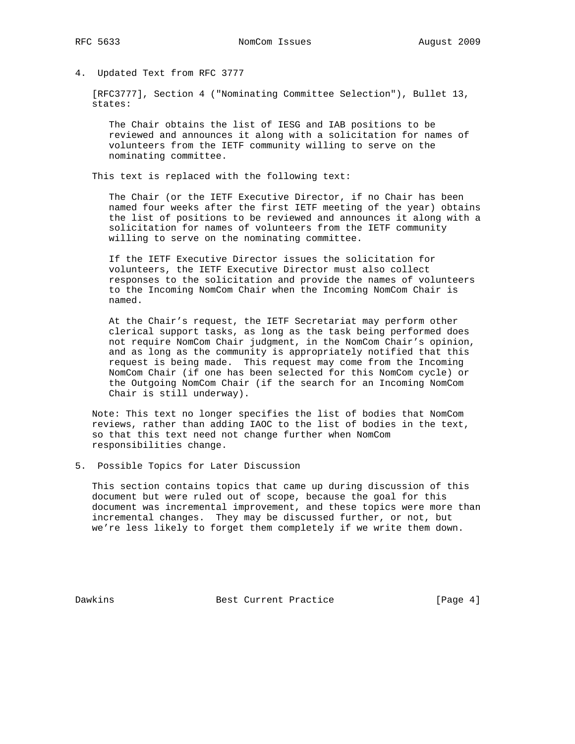## 4. Updated Text from RFC 3777

[RFC3777], Section 4 ("Nominating Committee Selection"), Bullet 13, states:

> The Chair obtains the list of IESG and IAB positions to be reviewed and announces it along with a solicitation for names of volunteers from the IETF community willing to serve on the nominating committee.

This text is replaced with the following text:

> The Chair (or the IETF Executive Director, if no Chair has been named four weeks after the first IETF meeting of the year) obtains the list of positions to be reviewed and announces it along with a solicitation for names of volunteers from the IETF community willing to serve on the nominating committee.
>
> If the IETF Executive Director issues the solicitation for volunteers, the IETF Executive Director must also collect responses to the solicitation and provide the names of volunteers to the Incoming NomCom Chair when the Incoming NomCom Chair is named.
>
> At the Chair's request, the IETF Secretariat may perform other clerical support tasks, as long as the task being performed does not require NomCom Chair judgment, in the NomCom Chair's opinion, and as long as the community is appropriately notified that this request is being made. This request may come from the Incoming NomCom Chair (if one has been selected for this NomCom cycle) or the Outgoing NomCom Chair (if the search for an Incoming NomCom Chair is still underway).

Note: This text no longer specifies the list of bodies that NomCom reviews, rather than adding IAOC to the list of bodies in the text, so that this text need not change further when NomCom responsibilities change.

## 5. Possible Topics for Later Discussion

This section contains topics that came up during discussion of this document but were ruled out of scope, because the goal for this document was incremental improvement, and these topics were more than incremental changes. They may be discussed further, or not, but we're less likely to forget them completely if we write them down.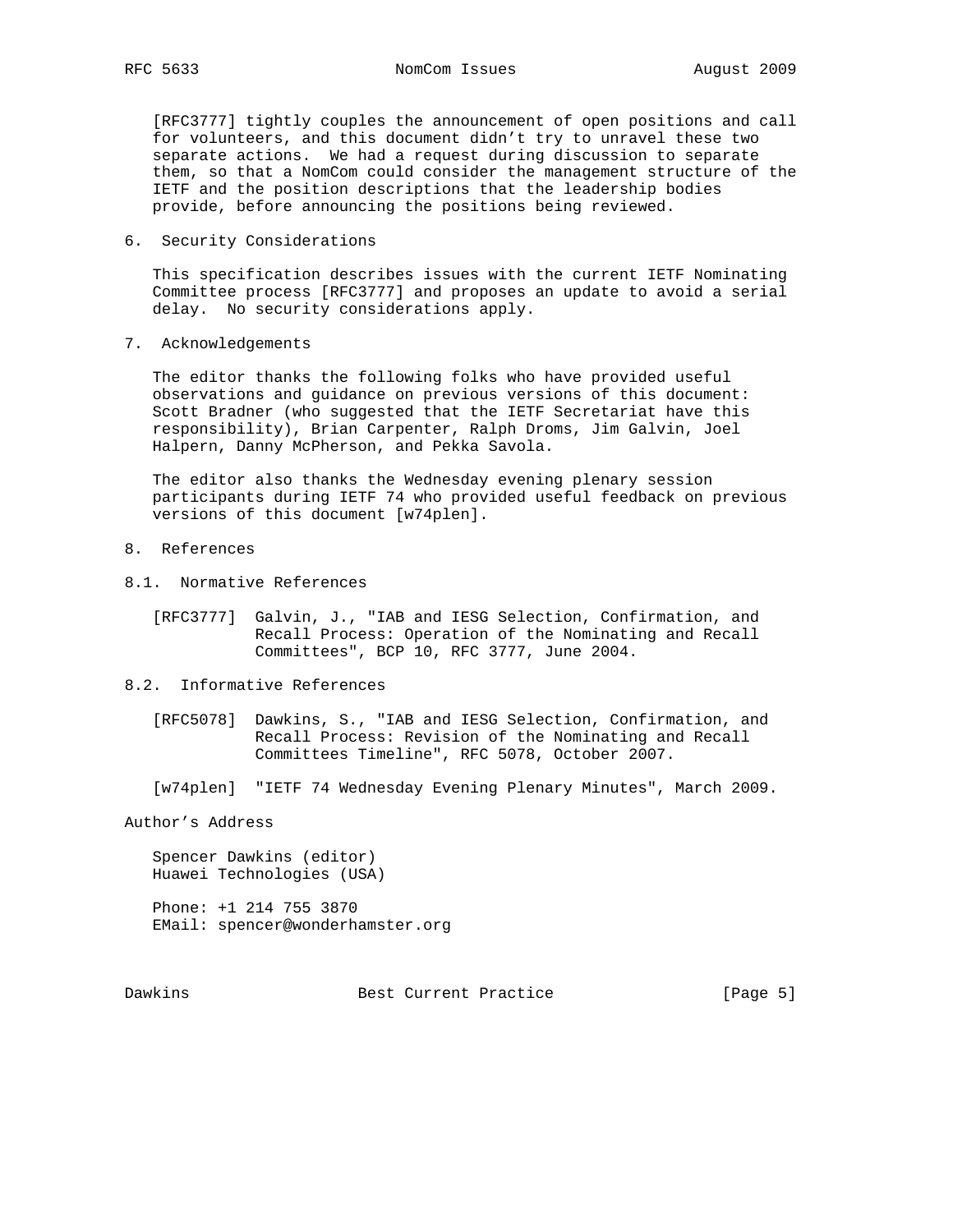[RFC3777] tightly couples the announcement of open positions and call for volunteers, and this document didn’t try to unravel these two separate actions. We had a request during discussion to separate them, so that a NomCom could consider the management structure of the IETF and the position descriptions that the leadership bodies provide, before announcing the positions being reviewed.

## 6. Security Considerations

This specification describes issues with the current IETF Nominating Committee process [RFC3777] and proposes an update to avoid a serial delay. No security considerations apply.

## 7. Acknowledgements

The editor thanks the following folks who have provided useful observations and guidance on previous versions of this document: Scott Bradner (who suggested that the IETF Secretariat have this responsibility), Brian Carpenter, Ralph Droms, Jim Galvin, Joel Halpern, Danny McPherson, and Pekka Savola.

The editor also thanks the Wednesday evening plenary session participants during IETF 74 who provided useful feedback on previous versions of this document [w74plen].

## 8. References

### 8.1. Normative References

[RFC3777] Galvin, J., "IAB and IESG Selection, Confirmation, and Recall Process: Operation of the Nominating and Recall Committees", BCP 10, RFC 3777, June 2004.

### 8.2. Informative References

[RFC5078] Dawkins, S., "IAB and IESG Selection, Confirmation, and Recall Process: Revision of the Nominating and Recall Committees Timeline", RFC 5078, October 2007.

[w74plen] "IETF 74 Wednesday Evening Plenary Minutes", March 2009.

## Author’s Address

Spencer Dawkins (editor)
Huawei Technologies (USA)

Phone: +1 214 755 3870
EMail: spencer@wonderhamster.org